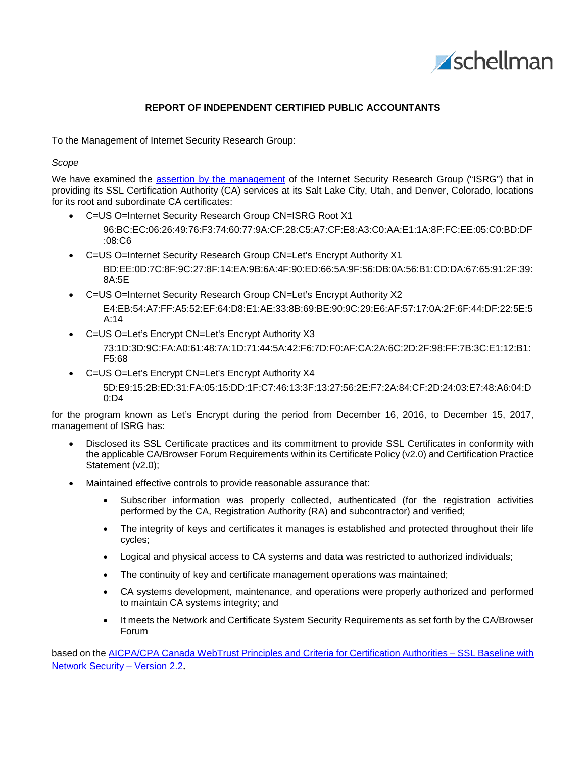**REPORT OF INDEPENDENT CERTIFIED PUBLIC ACCOUNTANTS**

To the Management of Internet Security Research Group:

*Scope*

We have examined the [assertion by the management]() of the Internet Security Research Group ("ISRG") that in providing its SSL Certification Authority (CA) services at its Salt Lake City, Utah, and Denver, Colorado, locations for its root and subordinate CA certificates:

- C=US O=Internet Security Research Group CN=ISRG Root X1

  96:BC:EC:06:26:49:76:F3:74:60:77:9A:CF:28:C5:A7:CF:E8:A3:C0:AA:E1:1A:8F:FC:EE:05:C0:BD:DF:08:C6
- C=US O=Internet Security Research Group CN=Let's Encrypt Authority X1

  BD:EE:0D:7C:8F:9C:27:8F:14:EA:9B:6A:4F:90:ED:66:5A:9F:56:DB:0A:56:B1:CD:DA:67:65:91:2F:39:8A:5E
- C=US O=Internet Security Research Group CN=Let's Encrypt Authority X2

  E4:EB:54:A7:FF:A5:52:EF:64:D8:E1:AE:33:8B:69:BE:90:9C:29:E6:AF:57:17:0A:2F:6F:44:DF:22:5E:5A:14
- C=US O=Let's Encrypt CN=Let's Encrypt Authority X3

  73:1D:3D:9C:FA:A0:61:48:7A:1D:71:44:5A:42:F6:7D:F0:AF:CA:2A:6C:2D:2F:98:FF:7B:3C:E1:12:B1:F5:68
- C=US O=Let's Encrypt CN=Let's Encrypt Authority X4

  5D:E9:15:2B:ED:31:FA:05:15:DD:1F:C7:46:13:3F:13:27:56:2E:F7:2A:84:CF:2D:24:03:E7:48:A6:04:D0:D4

for the program known as Let's Encrypt during the period from December 16, 2016, to December 15, 2017, management of ISRG has:

- Disclosed its SSL Certificate practices and its commitment to provide SSL Certificates in conformity with the applicable CA/Browser Forum Requirements within its Certificate Policy (v2.0) and Certification Practice Statement (v2.0);
- Maintained effective controls to provide reasonable assurance that:
  - Subscriber information was properly collected, authenticated (for the registration activities performed by the CA, Registration Authority (RA) and subcontractor) and verified;
  - The integrity of keys and certificates it manages is established and protected throughout their life cycles;
  - Logical and physical access to CA systems and data was restricted to authorized individuals;
  - The continuity of key and certificate management operations was maintained;
  - CA systems development, maintenance, and operations were properly authorized and performed to maintain CA systems integrity; and
  - It meets the Network and Certificate System Security Requirements as set forth by the CA/Browser Forum

based on the [AICPA/CPA Canada WebTrust Principles and Criteria for Certification Authorities – SSL Baseline with Network Security – Version 2.2]().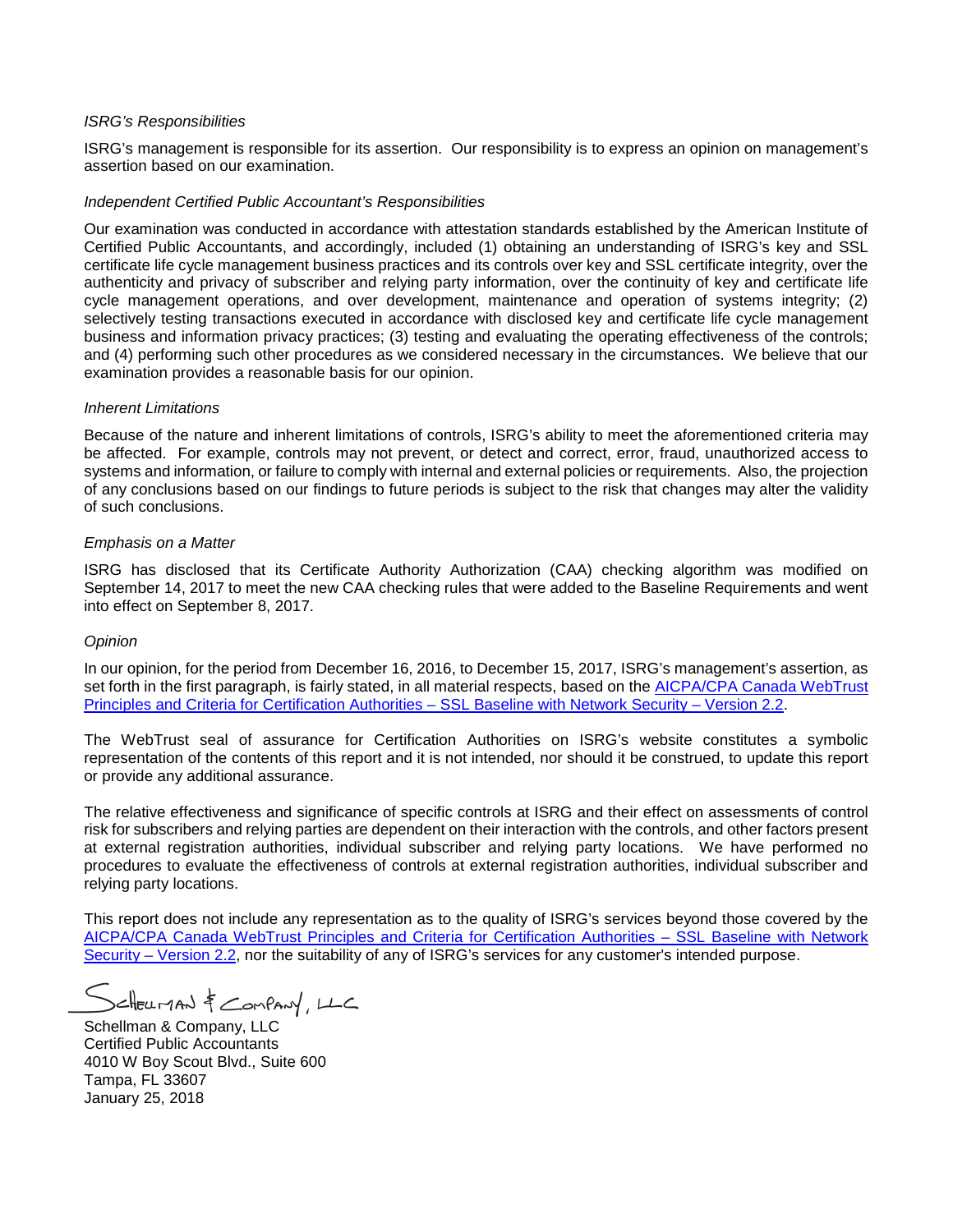*ISRG's Responsibilities*

ISRG's management is responsible for its assertion. Our responsibility is to express an opinion on management's assertion based on our examination.

*Independent Certified Public Accountant's Responsibilities*

Our examination was conducted in accordance with attestation standards established by the American Institute of Certified Public Accountants, and accordingly, included (1) obtaining an understanding of ISRG's key and SSL certificate life cycle management business practices and its controls over key and SSL certificate integrity, over the authenticity and privacy of subscriber and relying party information, over the continuity of key and certificate life cycle management operations, and over development, maintenance and operation of systems integrity; (2) selectively testing transactions executed in accordance with disclosed key and certificate life cycle management business and information privacy practices; (3) testing and evaluating the operating effectiveness of the controls; and (4) performing such other procedures as we considered necessary in the circumstances. We believe that our examination provides a reasonable basis for our opinion.

*Inherent Limitations*

Because of the nature and inherent limitations of controls, ISRG's ability to meet the aforementioned criteria may be affected. For example, controls may not prevent, or detect and correct, error, fraud, unauthorized access to systems and information, or failure to comply with internal and external policies or requirements. Also, the projection of any conclusions based on our findings to future periods is subject to the risk that changes may alter the validity of such conclusions.

*Emphasis on a Matter*

ISRG has disclosed that its Certificate Authority Authorization (CAA) checking algorithm was modified on September 14, 2017 to meet the new CAA checking rules that were added to the Baseline Requirements and went into effect on September 8, 2017.

*Opinion*

In our opinion, for the period from December 16, 2016, to December 15, 2017, ISRG's management's assertion, as set forth in the first paragraph, is fairly stated, in all material respects, based on the AICPA/CPA Canada WebTrust Principles and Criteria for Certification Authorities – SSL Baseline with Network Security – Version 2.2.

The WebTrust seal of assurance for Certification Authorities on ISRG's website constitutes a symbolic representation of the contents of this report and it is not intended, nor should it be construed, to update this report or provide any additional assurance.

The relative effectiveness and significance of specific controls at ISRG and their effect on assessments of control risk for subscribers and relying parties are dependent on their interaction with the controls, and other factors present at external registration authorities, individual subscriber and relying party locations. We have performed no procedures to evaluate the effectiveness of controls at external registration authorities, individual subscriber and relying party locations.

This report does not include any representation as to the quality of ISRG's services beyond those covered by the AICPA/CPA Canada WebTrust Principles and Criteria for Certification Authorities – SSL Baseline with Network Security – Version 2.2, nor the suitability of any of ISRG's services for any customer's intended purpose.

Schellman & Company, LLC

Schellman & Company, LLC
Certified Public Accountants
4010 W Boy Scout Blvd., Suite 600
Tampa, FL 33607
January 25, 2018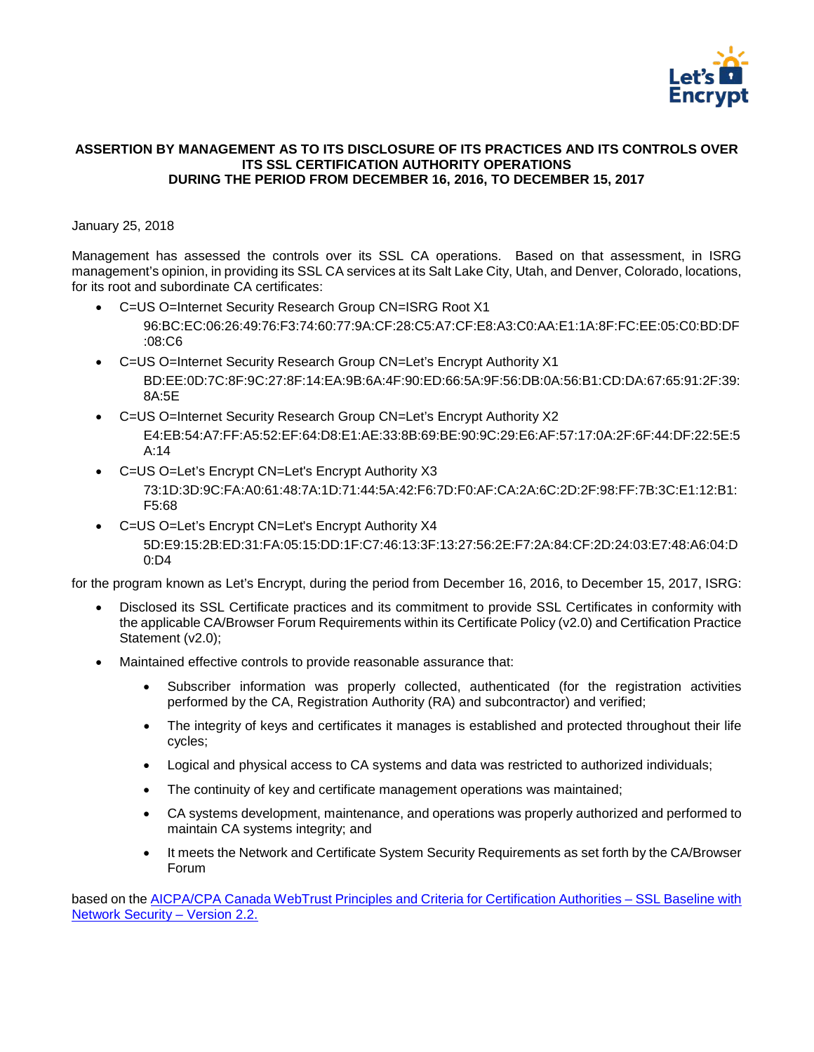**ASSERTION BY MANAGEMENT AS TO ITS DISCLOSURE OF ITS PRACTICES AND ITS CONTROLS OVER ITS SSL CERTIFICATION AUTHORITY OPERATIONS DURING THE PERIOD FROM DECEMBER 16, 2016, TO DECEMBER 15, 2017**

January 25, 2018

Management has assessed the controls over its SSL CA operations. Based on that assessment, in ISRG management's opinion, in providing its SSL CA services at its Salt Lake City, Utah, and Denver, Colorado, locations, for its root and subordinate CA certificates:

- C=US O=Internet Security Research Group CN=ISRG Root X1
  96:BC:EC:06:26:49:76:F3:74:60:77:9A:CF:28:C5:A7:CF:E8:A3:C0:AA:E1:1A:8F:FC:EE:05:C0:BD:DF:08:C6
- C=US O=Internet Security Research Group CN=Let's Encrypt Authority X1
  BD:EE:0D:7C:8F:9C:27:8F:14:EA:9B:6A:4F:90:ED:66:5A:9F:56:DB:0A:56:B1:CD:DA:67:65:91:2F:39:8A:5E
- C=US O=Internet Security Research Group CN=Let's Encrypt Authority X2
  E4:EB:54:A7:FF:A5:52:EF:64:D8:E1:AE:33:8B:69:BE:90:9C:29:E6:AF:57:17:0A:2F:6F:44:DF:22:5E:5A:14
- C=US O=Let's Encrypt CN=Let's Encrypt Authority X3
  73:1D:3D:9C:FA:A0:61:48:7A:1D:71:44:5A:42:F6:7D:F0:AF:CA:2A:6C:2D:2F:98:FF:7B:3C:E1:12:B1:F5:68
- C=US O=Let's Encrypt CN=Let's Encrypt Authority X4
  5D:E9:15:2B:ED:31:FA:05:15:DD:1F:C7:46:13:3F:13:27:56:2E:F7:2A:84:CF:2D:24:03:E7:48:A6:04:D0:D4

for the program known as Let's Encrypt, during the period from December 16, 2016, to December 15, 2017, ISRG:

- Disclosed its SSL Certificate practices and its commitment to provide SSL Certificates in conformity with the applicable CA/Browser Forum Requirements within its Certificate Policy (v2.0) and Certification Practice Statement (v2.0);
- Maintained effective controls to provide reasonable assurance that:
  - Subscriber information was properly collected, authenticated (for the registration activities performed by the CA, Registration Authority (RA) and subcontractor) and verified;
  - The integrity of keys and certificates it manages is established and protected throughout their life cycles;
  - Logical and physical access to CA systems and data was restricted to authorized individuals;
  - The continuity of key and certificate management operations was maintained;
  - CA systems development, maintenance, and operations was properly authorized and performed to maintain CA systems integrity; and
  - It meets the Network and Certificate System Security Requirements as set forth by the CA/Browser Forum

based on the AICPA/CPA Canada WebTrust Principles and Criteria for Certification Authorities – SSL Baseline with Network Security – Version 2.2.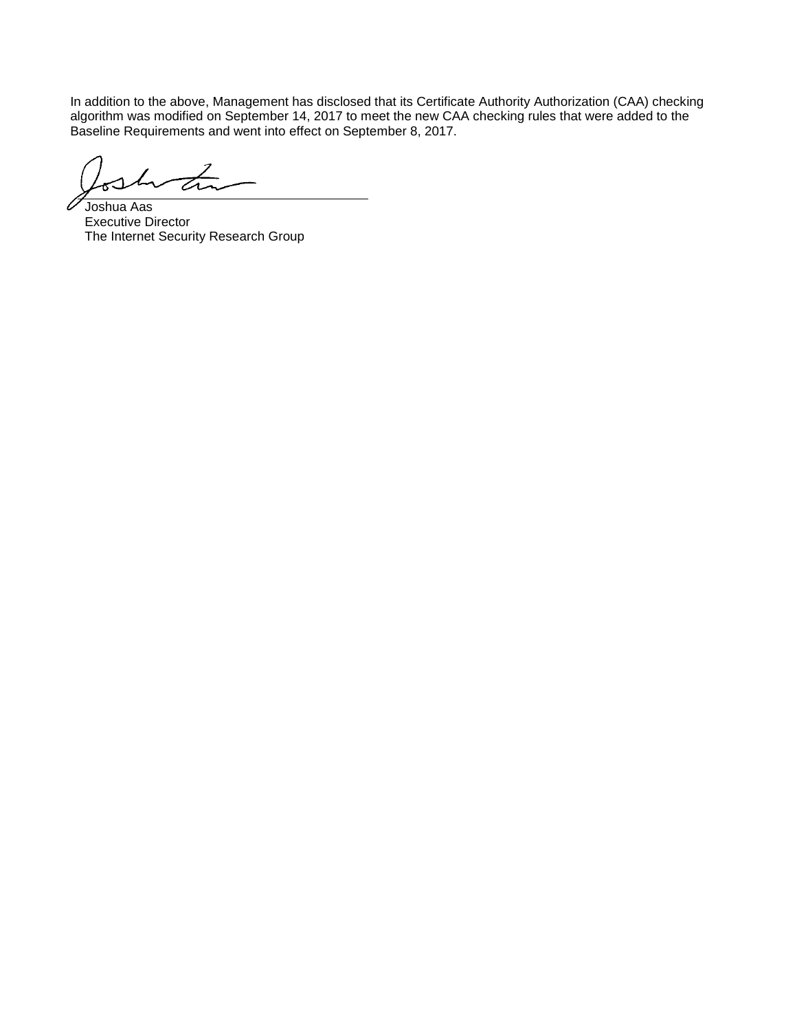In addition to the above, Management has disclosed that its Certificate Authority Authorization (CAA) checking algorithm was modified on September 14, 2017 to meet the new CAA checking rules that were added to the Baseline Requirements and went into effect on September 8, 2017.

Joshua Aas
Executive Director
The Internet Security Research Group